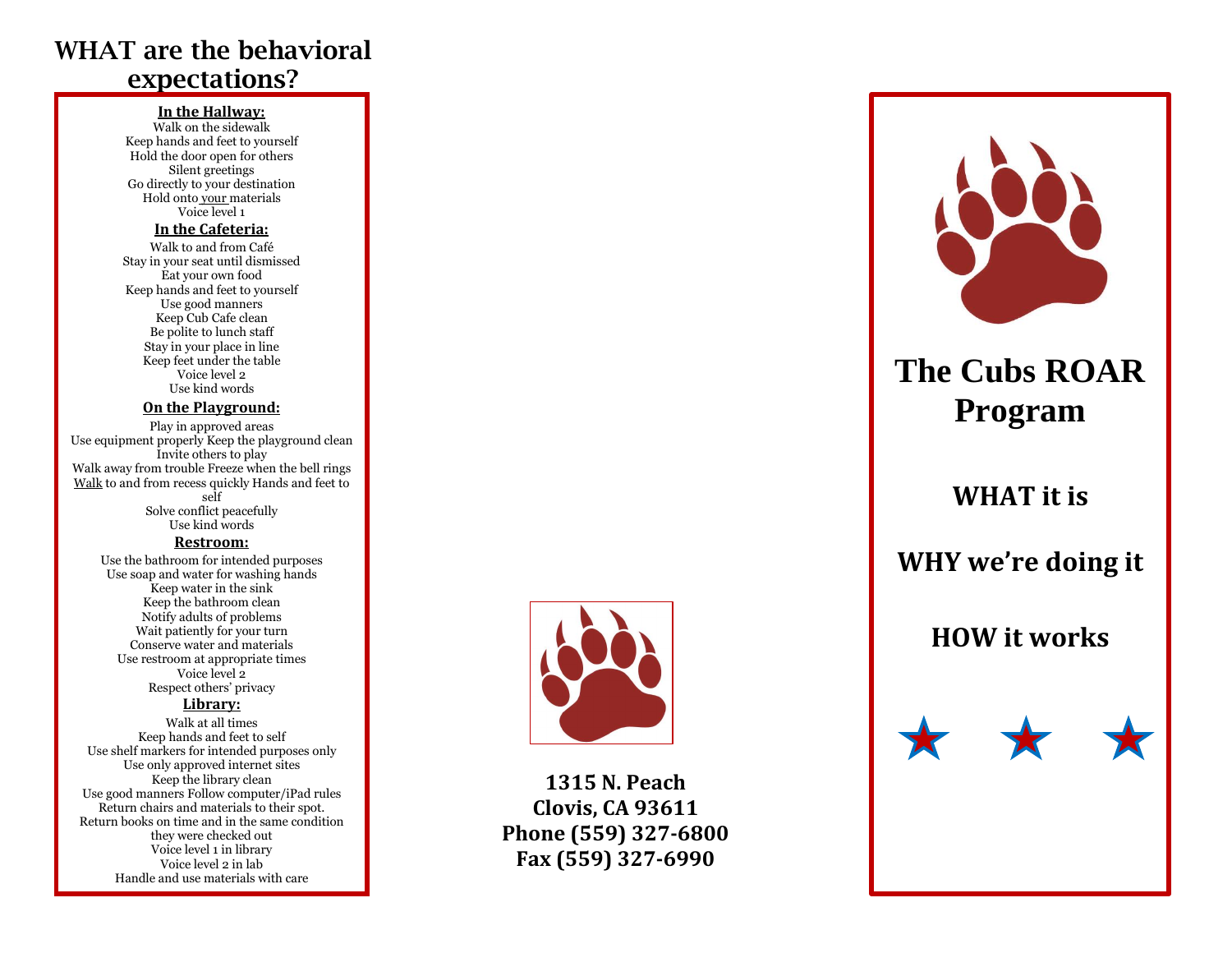# WHAT are the behavioral expectations?

**In the Hallway:**

Walk on the sidewalk
Keep hands and feet to yourself
Hold the door open for others
Silent greetings
Go directly to your destination
Hold onto your materials
Voice level 1

**In the Cafeteria:**

Walk to and from Café
Stay in your seat until dismissed
Eat your own food
Keep hands and feet to yourself
Use good manners
Keep Cub Cafe clean
Be polite to lunch staff
Stay in your place in line
Keep feet under the table
Voice level 2
Use kind words

**On the Playground:**

Play in approved areas
Use equipment properly Keep the playground clean
Invite others to play
Walk away from trouble Freeze when the bell rings
Walk to and from recess quickly Hands and feet to self
Solve conflict peacefully
Use kind words

**Restroom:**

Use the bathroom for intended purposes
Use soap and water for washing hands
Keep water in the sink
Keep the bathroom clean
Notify adults of problems
Wait patiently for your turn
Conserve water and materials
Use restroom at appropriate times
Voice level 2
Respect others' privacy

**Library:**

Walk at all times
Keep hands and feet to self
Use shelf markers for intended purposes only
Use only approved internet sites
Keep the library clean
Use good manners Follow computer/iPad rules
Return chairs and materials to their spot.
Return books on time and in the same condition they were checked out
Voice level 1 in library
Voice level 2 in lab
Handle and use materials with care

**1315 N. Peach**
**Clovis, CA 93611**
**Phone (559) 327-6800**
**Fax (559) 327-6990**

# The Cubs ROAR Program

## WHAT it is

## WHY we're doing it

## HOW it works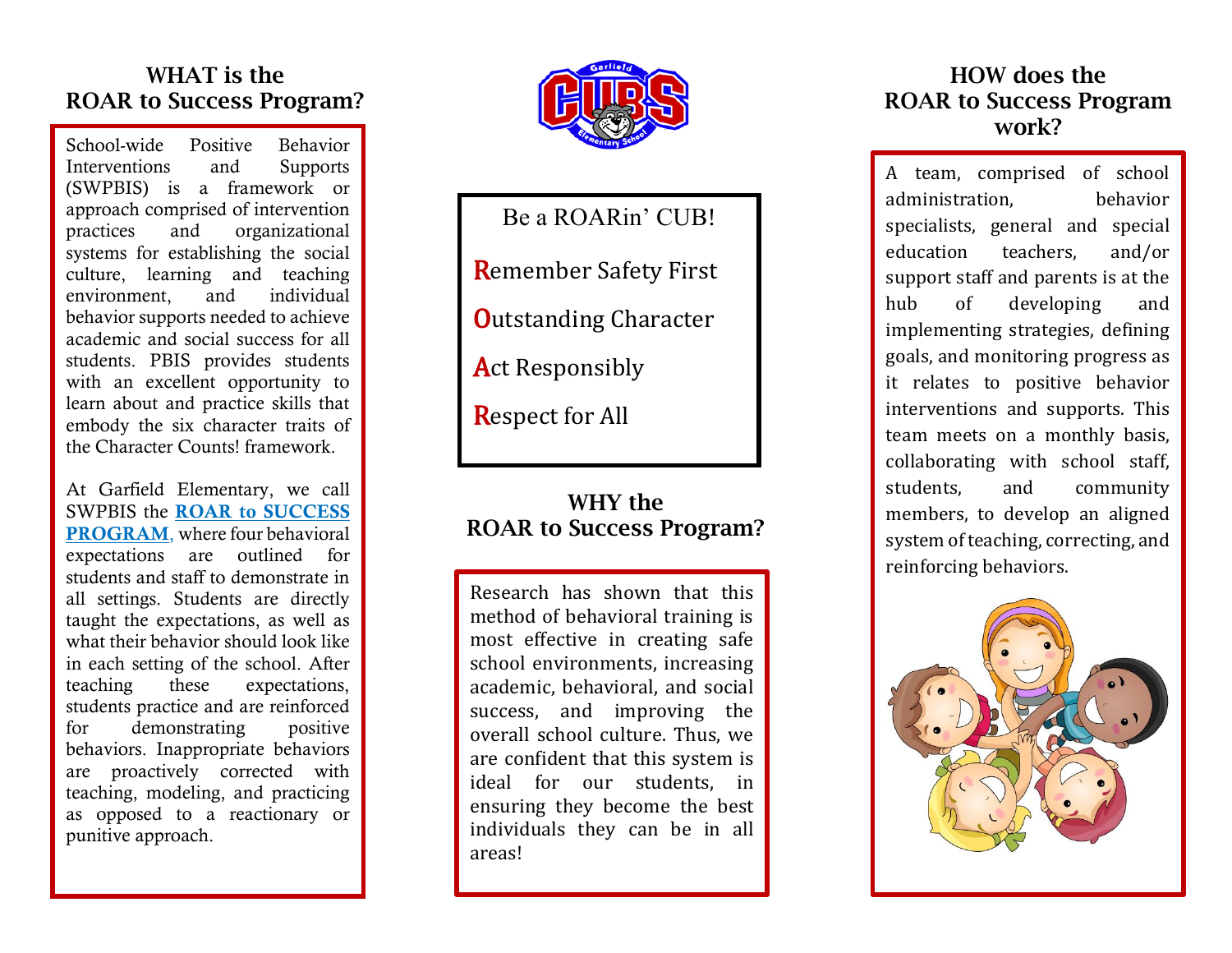## WHAT is the ROAR to Success Program?

School-wide Positive Behavior Interventions and Supports (SWPBIS) is a framework or approach comprised of intervention practices and organizational systems for establishing the social culture, learning and teaching environment, and individual behavior supports needed to achieve academic and social success for all students. PBIS provides students with an excellent opportunity to learn about and practice skills that embody the six character traits of the Character Counts! framework.

At Garfield Elementary, we call SWPBIS the **ROAR to SUCCESS PROGRAM**, where four behavioral expectations are outlined for students and staff to demonstrate in all settings. Students are directly taught the expectations, as well as what their behavior should look like in each setting of the school. After teaching these expectations, students practice and are reinforced for demonstrating positive behaviors. Inappropriate behaviors are proactively corrected with teaching, modeling, and practicing as opposed to a reactionary or punitive approach.

Be a ROARin' CUB!

**R**emember Safety First

**O**utstanding Character

**A**ct Responsibly

**R**espect for All

## WHY the ROAR to Success Program?

Research has shown that this method of behavioral training is most effective in creating safe school environments, increasing academic, behavioral, and social success, and improving the overall school culture. Thus, we are confident that this system is ideal for our students, in ensuring they become the best individuals they can be in all areas!

## HOW does the ROAR to Success Program work?

A team, comprised of school administration, behavior specialists, general and special education teachers, and/or support staff and parents is at the hub of developing and implementing strategies, defining goals, and monitoring progress as it relates to positive behavior interventions and supports. This team meets on a monthly basis, collaborating with school staff, students, and community members, to develop an aligned system of teaching, correcting, and reinforcing behaviors.